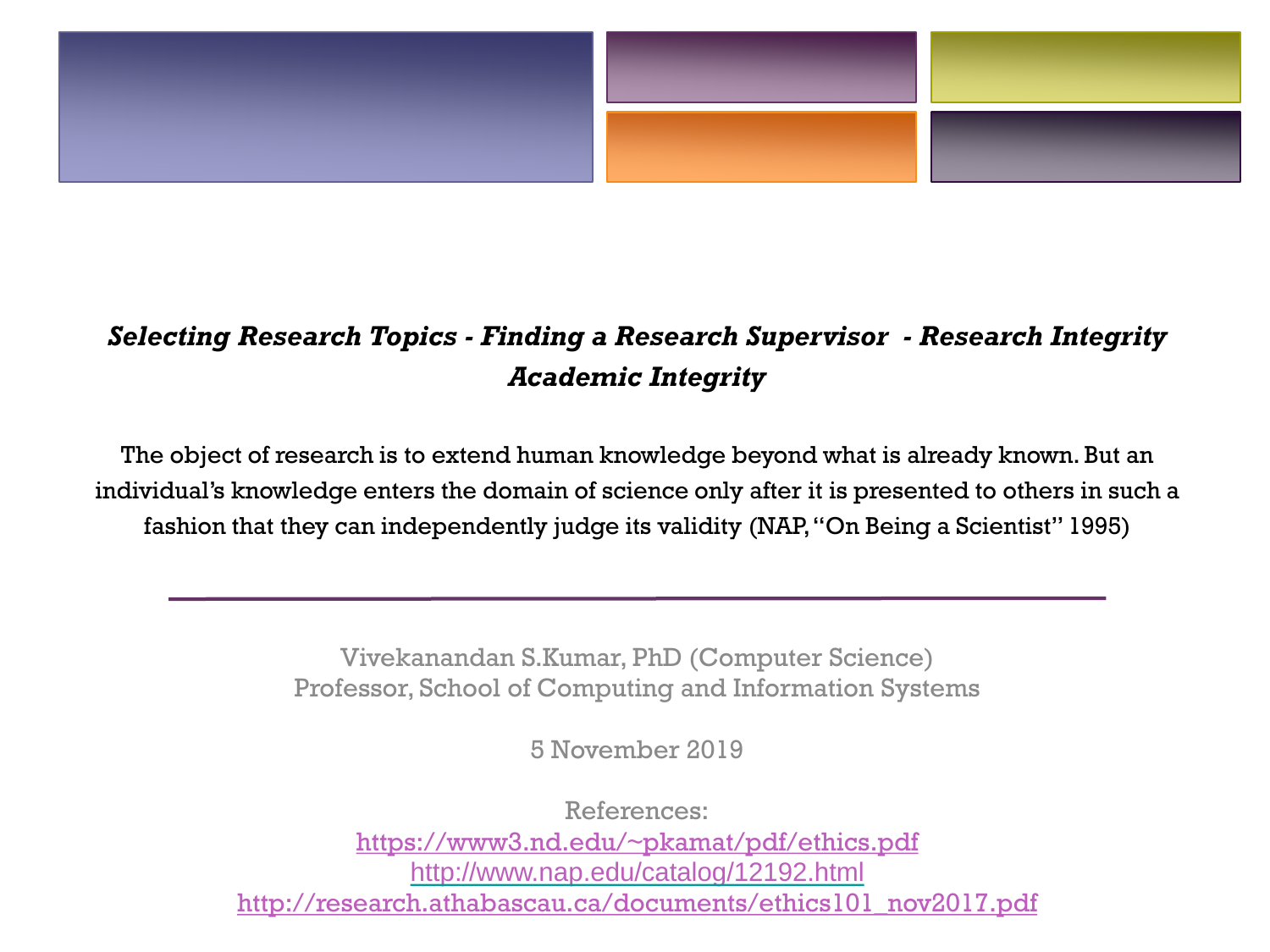# *Selecting Research Topics - Finding a Research Supervisor - Research Integrity Academic Integrity*

The object of research is to extend human knowledge beyond what is already known. But an individual's knowledge enters the domain of science only after it is presented to others in such a fashion that they can independently judge its validity (NAP, "On Being a Scientist" 1995)

---

Vivekanandan S.Kumar, PhD (Computer Science)
Professor, School of Computing and Information Systems

5 November 2019

References:
https://www3.nd.edu/~pkamat/pdf/ethics.pdf
http://www.nap.edu/catalog/12192.html
http://research.athabascau.ca/documents/ethics101_nov2017.pdf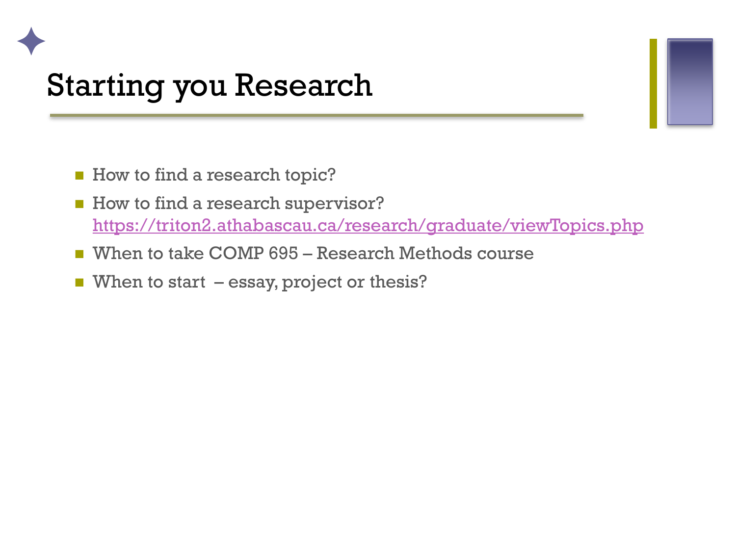# Starting you Research

- How to find a research topic?
- How to find a research supervisor? https://triton2.athabascau.ca/research/graduate/viewTopics.php
- When to take COMP 695 – Research Methods course
- When to start – essay, project or thesis?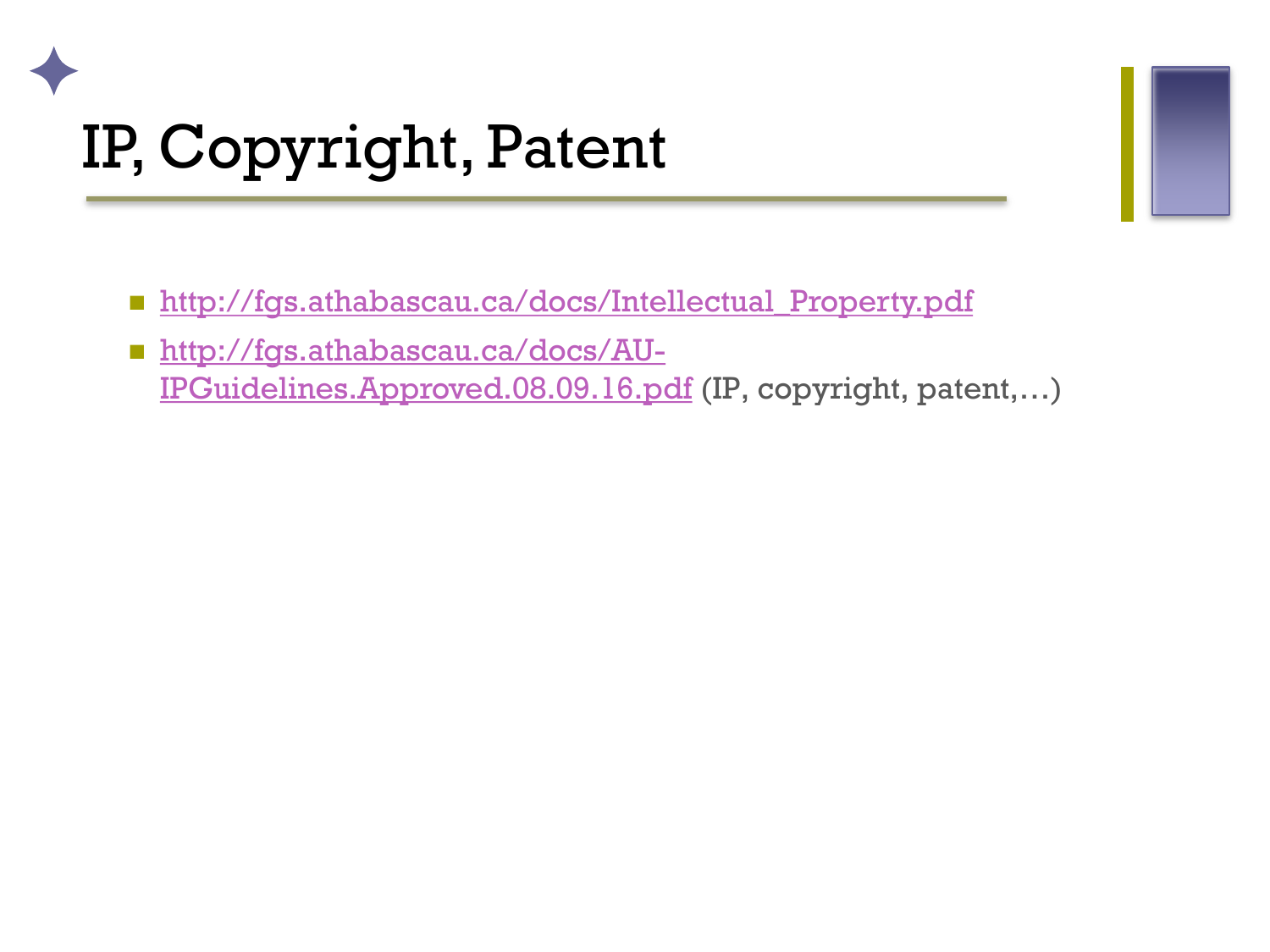# IP, Copyright, Patent

- http://fgs.athabascau.ca/docs/Intellectual_Property.pdf
- http://fgs.athabascau.ca/docs/AU-IPGuidelines.Approved.08.09.16.pdf (IP, copyright, patent,…)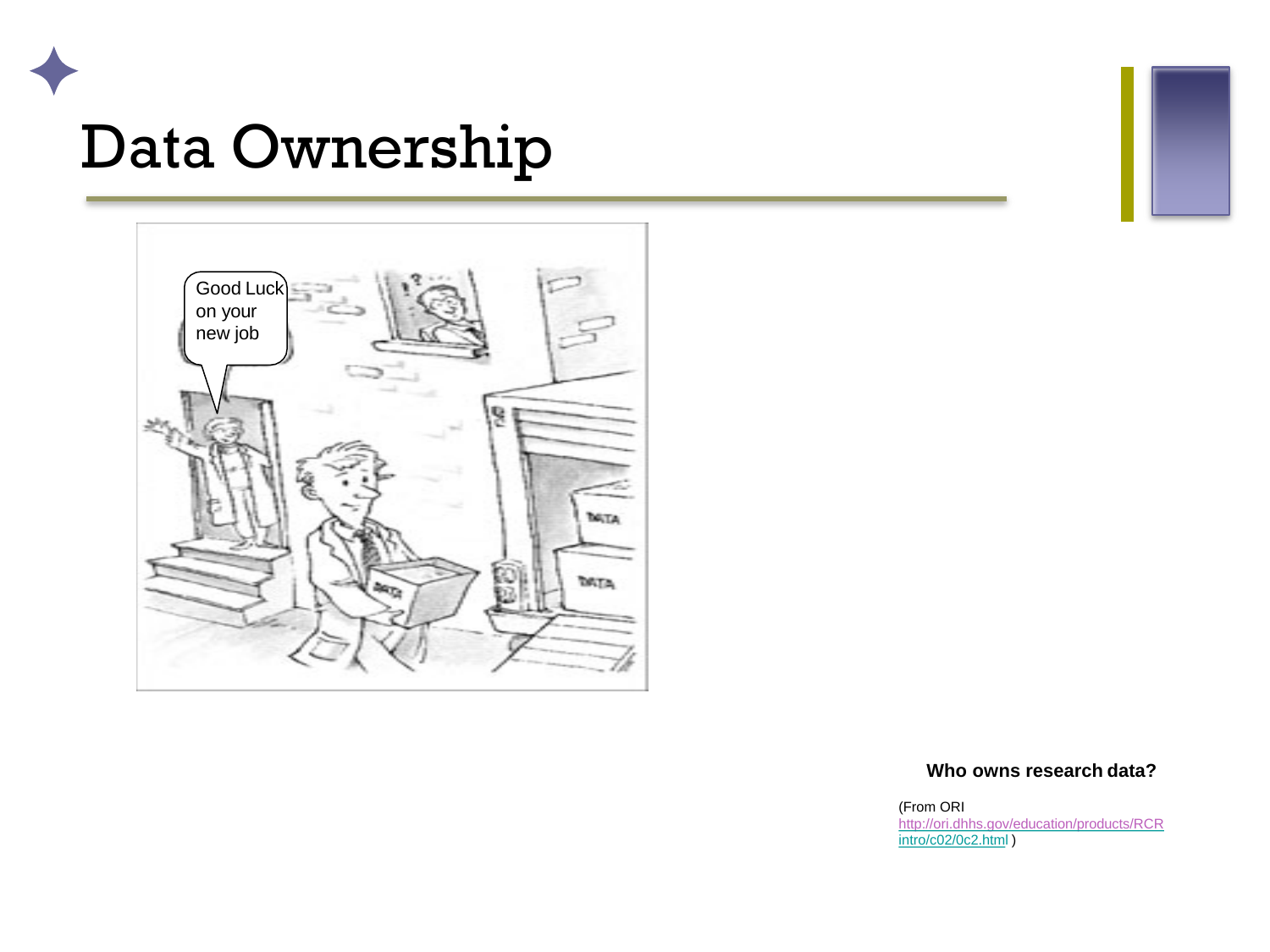# Data Ownership

**Who owns research data?**

(From ORI http://ori.dhhs.gov/education/products/RCRintro/c02/0c2.html )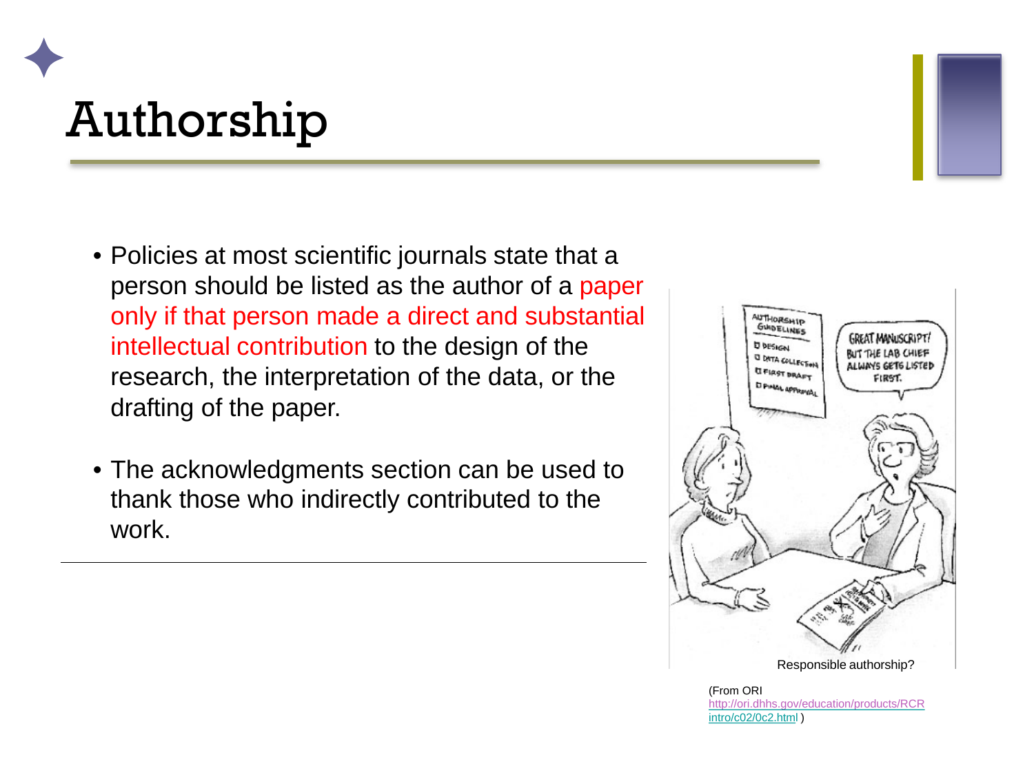# Authorship

- Policies at most scientific journals state that a person should be listed as the author of a paper only if that person made a direct and substantial intellectual contribution to the design of the research, the interpretation of the data, or the drafting of the paper.
- The acknowledgments section can be used to thank those who indirectly contributed to the work.

Responsible authorship?

(From ORI http://ori.dhhs.gov/education/products/RCRintro/c02/0c2.html )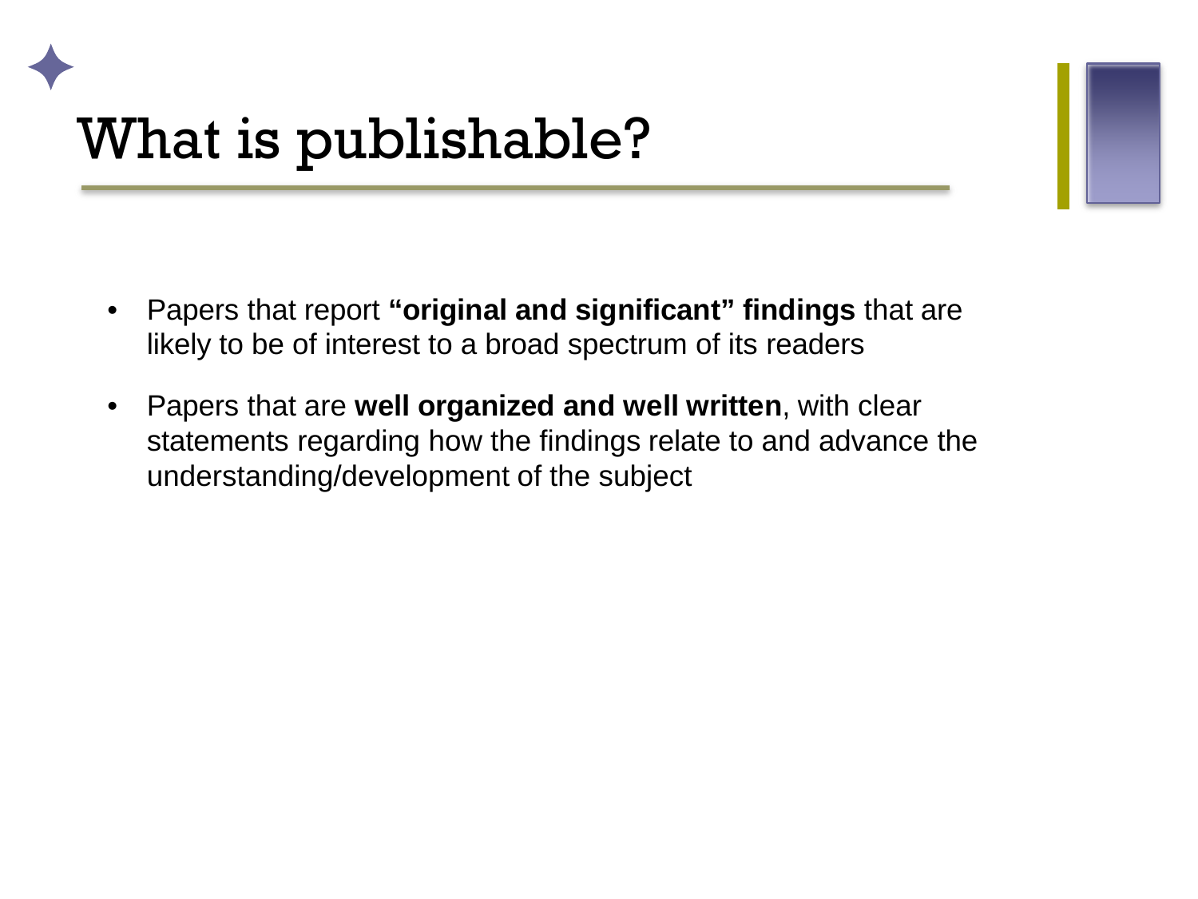# What is publishable?

- Papers that report **"original and significant" findings** that are likely to be of interest to a broad spectrum of its readers
- Papers that are **well organized and well written**, with clear statements regarding how the findings relate to and advance the understanding/development of the subject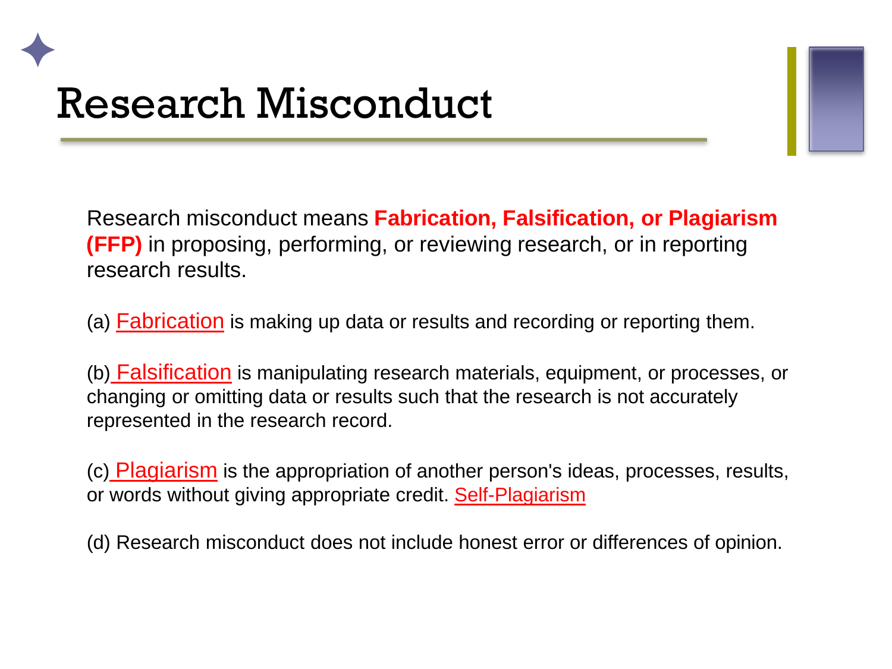# Research Misconduct

Research misconduct means **Fabrication, Falsification, or Plagiarism (FFP)** in proposing, performing, or reviewing research, or in reporting research results.

(a) Fabrication is making up data or results and recording or reporting them.

(b) Falsification is manipulating research materials, equipment, or processes, or changing or omitting data or results such that the research is not accurately represented in the research record.

(c) Plagiarism is the appropriation of another person's ideas, processes, results, or words without giving appropriate credit. Self-Plagiarism

(d) Research misconduct does not include honest error or differences of opinion.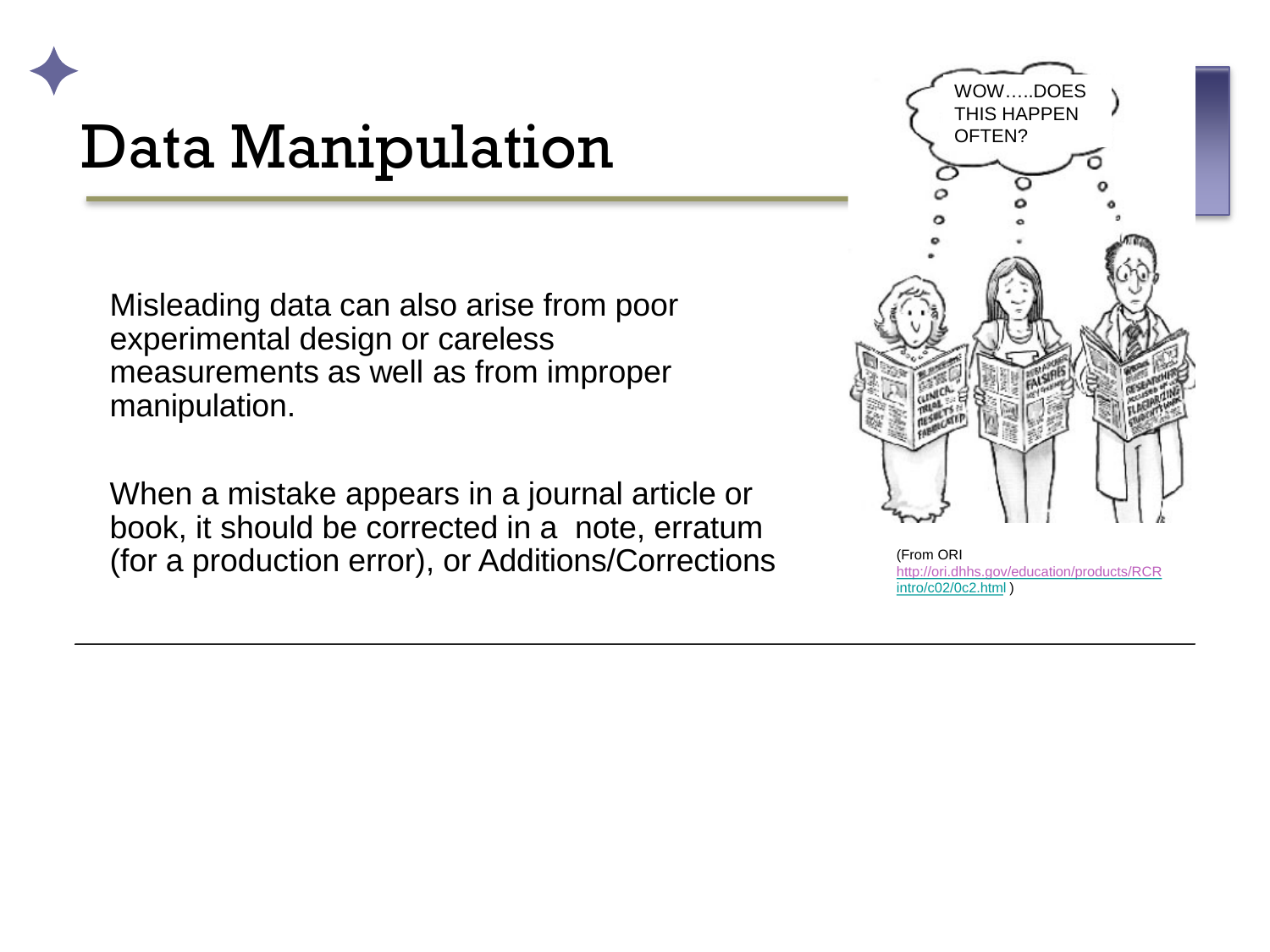# Data Manipulation

Misleading data can also arise from poor experimental design or careless measurements as well as from improper manipulation.

When a mistake appears in a journal article or book, it should be corrected in a note, erratum (for a production error), or Additions/Corrections

(From ORI http://ori.dhhs.gov/education/products/RCRintro/c02/0c2.html )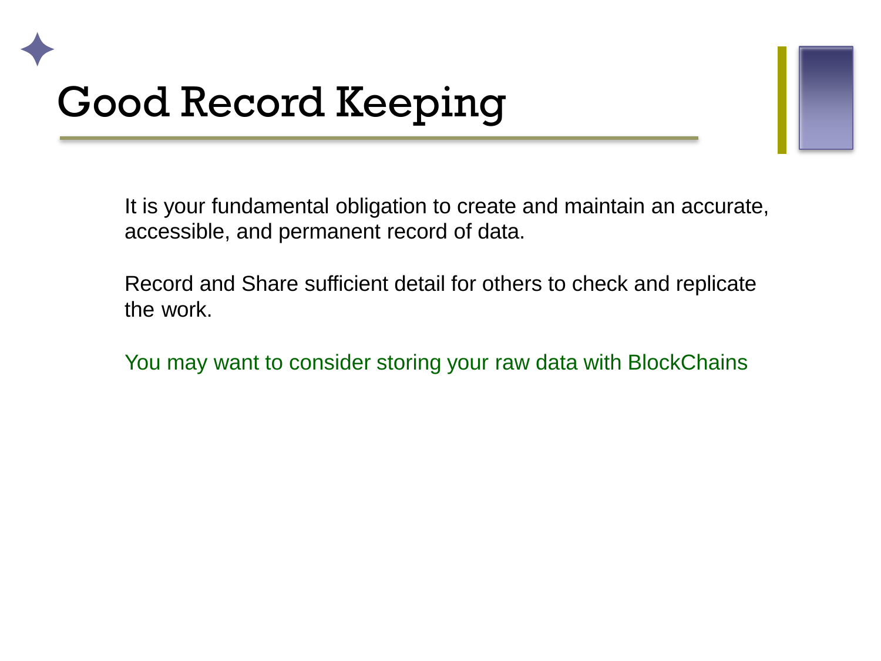# Good Record Keeping

It is your fundamental obligation to create and maintain an accurate, accessible, and permanent record of data.

Record and Share sufficient detail for others to check and replicate the work.

You may want to consider storing your raw data with BlockChains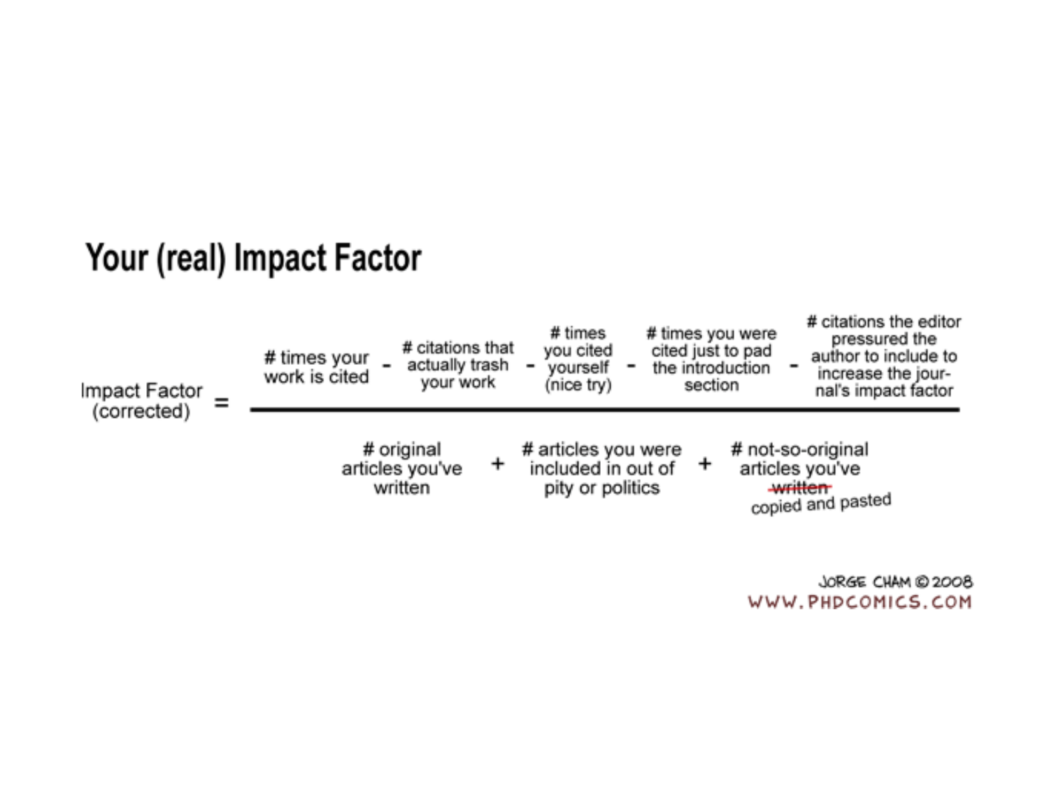# Your (real) Impact Factor

$$\text{Impact Factor (corrected)} = \frac{\text{\# times your work is cited} - \text{\# citations that actually trash your work} - \text{\# times you cited yourself (nice try)} - \text{\# times you were cited just to pad the introduction section} - \text{\# citations the editor pressured the author to include to increase the journal's impact factor}}{\text{\# original articles you've written} + \text{\# articles you were included in out of pity or politics} + \text{\# not-so-original articles you've } \sout{\text{written}} \text{ copied and pasted}}$$

JORGE CHAM © 2008
WWW.PHDCOMICS.COM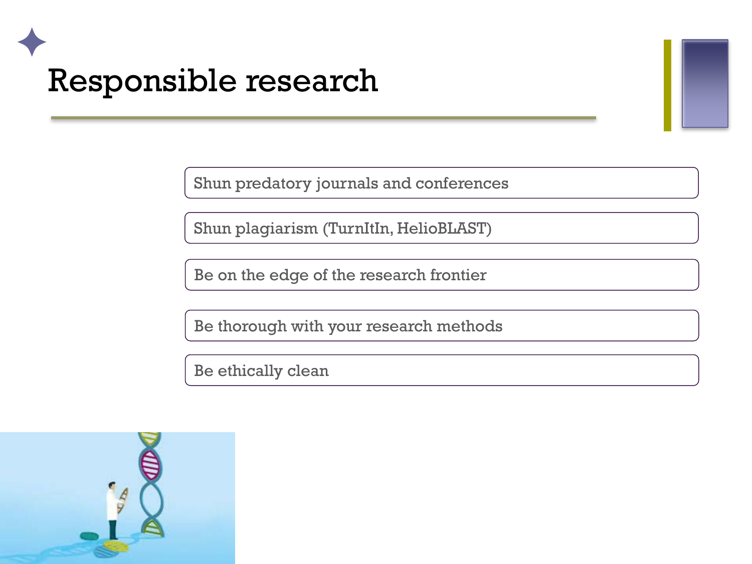# Responsible research

- Shun predatory journals and conferences
- Shun plagiarism (TurnItIn, HelioBLAST)
- Be on the edge of the research frontier
- Be thorough with your research methods
- Be ethically clean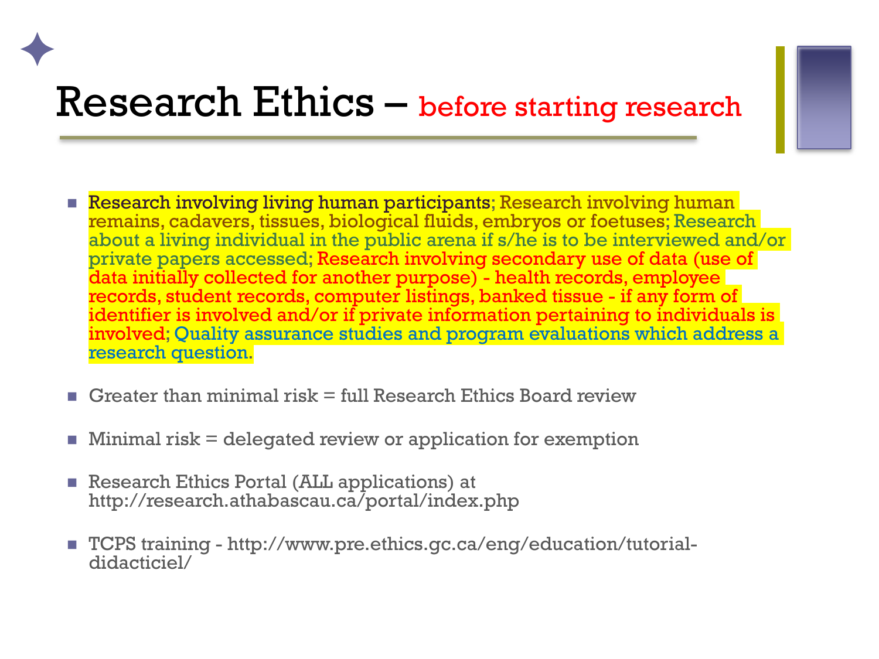# Research Ethics – before starting research

- Research involving living human participants; Research involving human remains, cadavers, tissues, biological fluids, embryos or foetuses; Research about a living individual in the public arena if s/he is to be interviewed and/or private papers accessed; Research involving secondary use of data (use of data initially collected for another purpose) - health records, employee records, student records, computer listings, banked tissue - if any form of identifier is involved and/or if private information pertaining to individuals is involved; Quality assurance studies and program evaluations which address a research question.
- Greater than minimal risk = full Research Ethics Board review
- Minimal risk = delegated review or application for exemption
- Research Ethics Portal (ALL applications) at http://research.athabascau.ca/portal/index.php
- TCPS training - http://www.pre.ethics.gc.ca/eng/education/tutorial-didacticiel/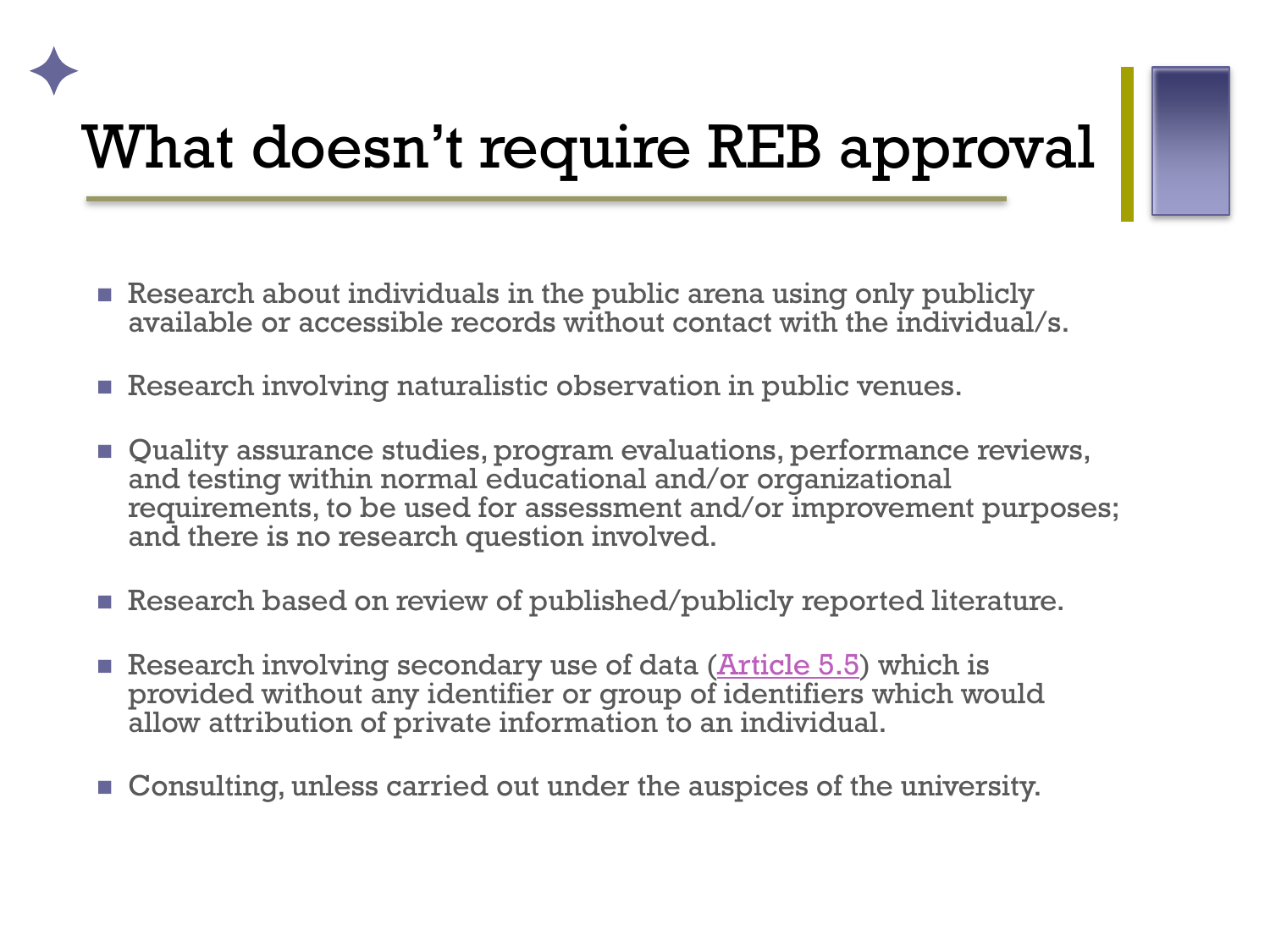# What doesn't require REB approval

- Research about individuals in the public arena using only publicly available or accessible records without contact with the individual/s.
- Research involving naturalistic observation in public venues.
- Quality assurance studies, program evaluations, performance reviews, and testing within normal educational and/or organizational requirements, to be used for assessment and/or improvement purposes; and there is no research question involved.
- Research based on review of published/publicly reported literature.
- Research involving secondary use of data (Article 5.5) which is provided without any identifier or group of identifiers which would allow attribution of private information to an individual.
- Consulting, unless carried out under the auspices of the university.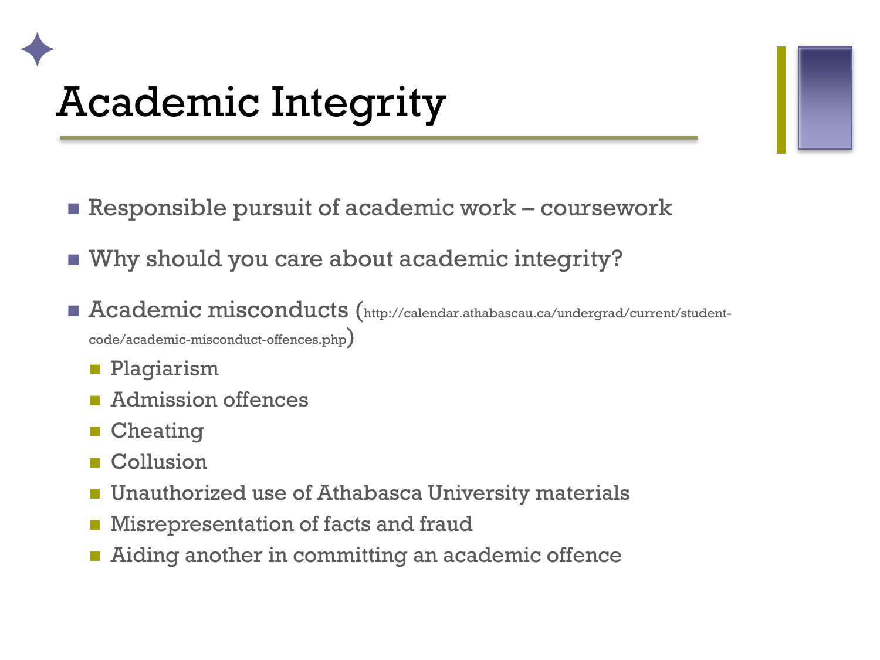# Academic Integrity

- Responsible pursuit of academic work – coursework
- Why should you care about academic integrity?
- Academic misconducts (http://calendar.athabascau.ca/undergrad/current/student-code/academic-misconduct-offences.php)
  - Plagiarism
  - Admission offences
  - Cheating
  - Collusion
  - Unauthorized use of Athabasca University materials
  - Misrepresentation of facts and fraud
  - Aiding another in committing an academic offence